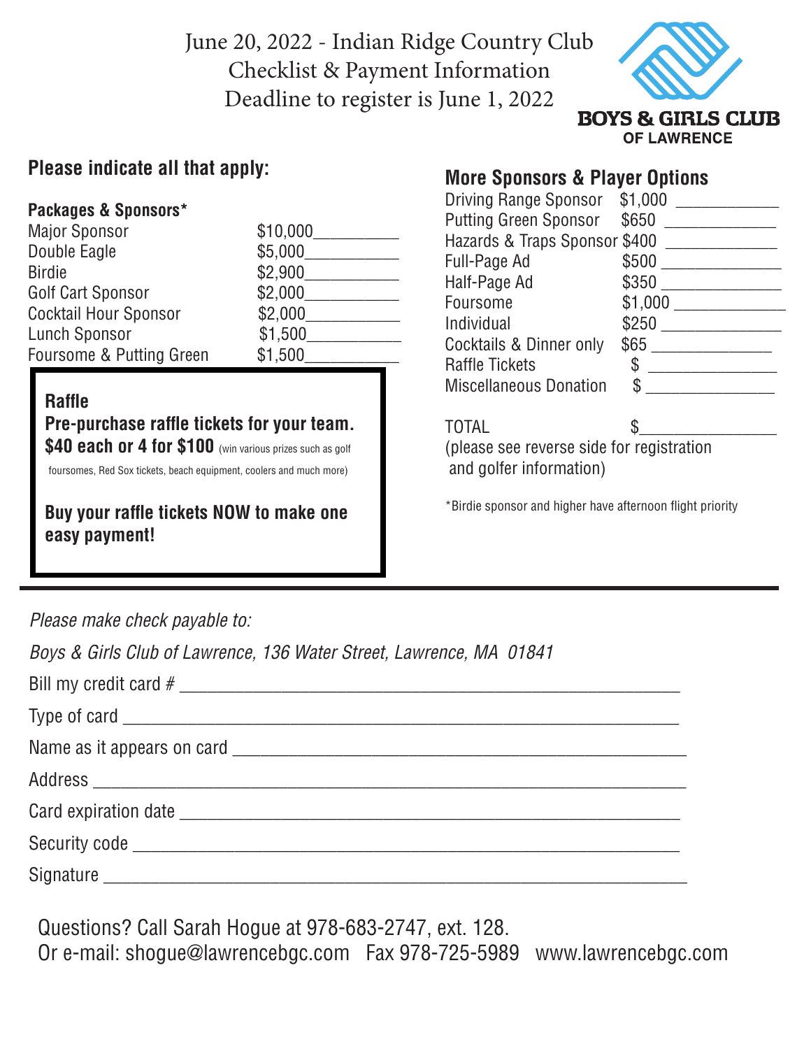June 20, 2022 - Indian Ridge Country Club
Checklist & Payment Information
Deadline to register is June 1, 2022

**BOYS & GIRLS CLUB OF LAWRENCE**

## Please indicate all that apply:

**Packages & Sponsors***

| | |
|---|---|
| Major Sponsor | $10,000__________ |
| Double Eagle | $5,000__________ |
| Birdie | $2,900__________ |
| Golf Cart Sponsor | $2,000__________ |
| Cocktail Hour Sponsor | $2,000__________ |
| Lunch Sponsor | $1,500__________ |
| Foursome & Putting Green | $1,500__________ |

**Raffle**

**Pre-purchase raffle tickets for your team.**
**$40 each or 4 for $100** (win various prizes such as golf foursomes, Red Sox tickets, beach equipment, coolers and much more)

**Buy your raffle tickets NOW to make one easy payment!**

## More Sponsors & Player Options

| | |
|---|---|
| Driving Range Sponsor | $1,000 __________ |
| Putting Green Sponsor | $650 __________ |
| Hazards & Traps Sponsor | $400 __________ |
| Full-Page Ad | $500 __________ |
| Half-Page Ad | $350 __________ |
| Foursome | $1,000 __________ |
| Individual | $250 __________ |
| Cocktails & Dinner only | $65 __________ |
| Raffle Tickets | $ __________ |
| Miscellaneous Donation | $ __________ |

TOTAL $__________
(please see reverse side for registration and golfer information)

*Birdie sponsor and higher have afternoon flight priority

---

*Please make check payable to:*

*Boys & Girls Club of Lawrence, 136 Water Street, Lawrence, MA 01841*

Bill my credit card # ______________________________

Type of card ______________________________

Name as it appears on card ______________________________

Address ______________________________

Card expiration date ______________________________

Security code ______________________________

Signature ______________________________

Questions? Call Sarah Hogue at 978-683-2747, ext. 128.
Or e-mail: shogue@lawrencebgc.com Fax 978-725-5989 www.lawrencebgc.com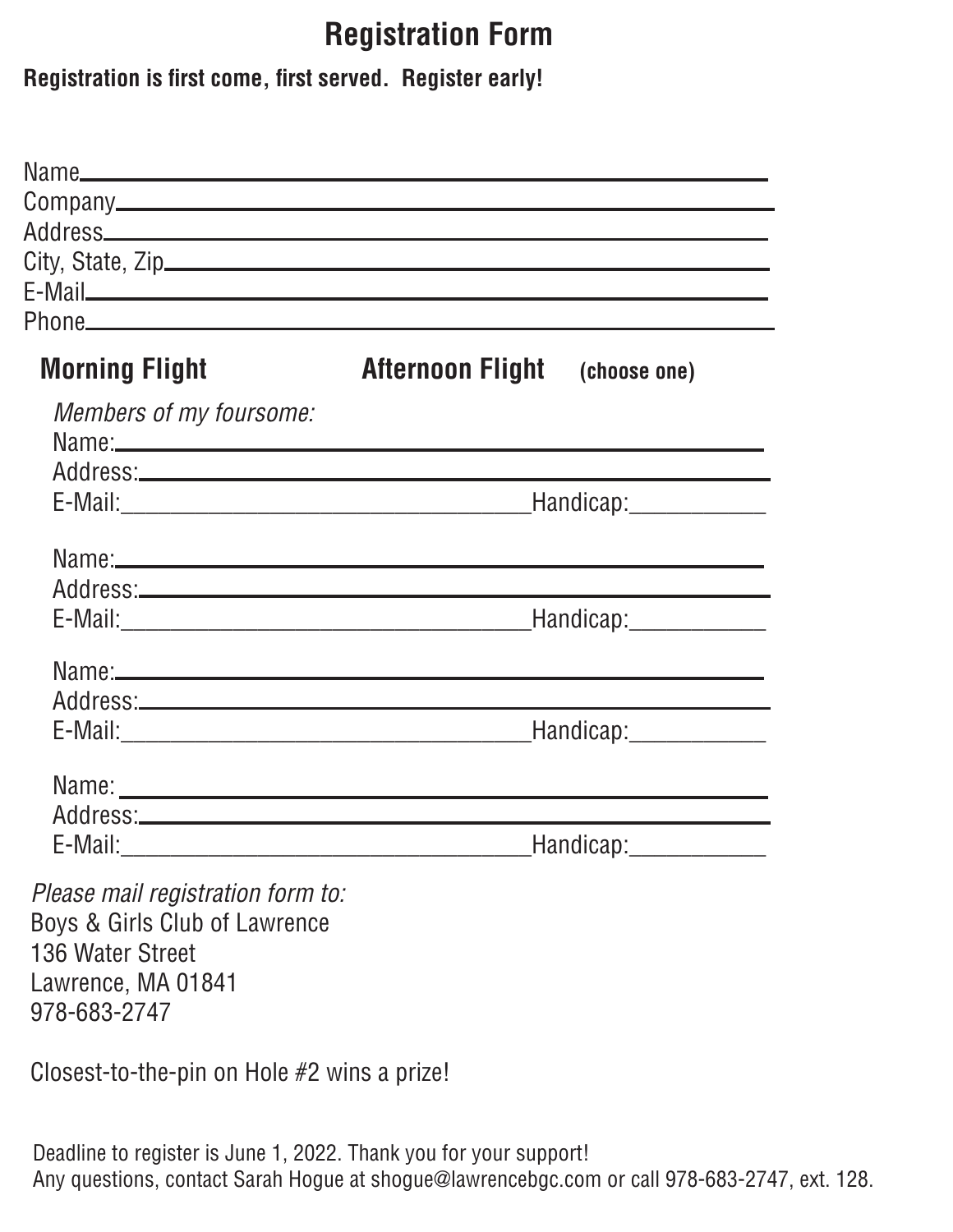# Registration Form

**Registration is first come, first served. Register early!**

Name\_\_\_\_\_\_\_\_\_\_\_\_\_\_\_\_\_\_\_\_\_\_\_\_\_\_\_\_\_\_\_\_\_\_\_\_\_\_\_\_\_\_\_\_\_\_\_\_

Company\_\_\_\_\_\_\_\_\_\_\_\_\_\_\_\_\_\_\_\_\_\_\_\_\_\_\_\_\_\_\_\_\_\_\_\_\_\_\_\_\_\_\_\_\_\_

Address\_\_\_\_\_\_\_\_\_\_\_\_\_\_\_\_\_\_\_\_\_\_\_\_\_\_\_\_\_\_\_\_\_\_\_\_\_\_\_\_\_\_\_\_\_\_

City, State, Zip\_\_\_\_\_\_\_\_\_\_\_\_\_\_\_\_\_\_\_\_\_\_\_\_\_\_\_\_\_\_\_\_\_\_\_\_\_\_\_\_\_\_

E-Mail\_\_\_\_\_\_\_\_\_\_\_\_\_\_\_\_\_\_\_\_\_\_\_\_\_\_\_\_\_\_\_\_\_\_\_\_\_\_\_\_\_\_\_\_\_\_\_

Phone\_\_\_\_\_\_\_\_\_\_\_\_\_\_\_\_\_\_\_\_\_\_\_\_\_\_\_\_\_\_\_\_\_\_\_\_\_\_\_\_\_\_\_\_\_\_\_

**Morning Flight** **Afternoon Flight** **(choose one)**

*Members of my foursome:*

Name:\_\_\_\_\_\_\_\_\_\_\_\_\_\_\_\_\_\_\_\_\_\_\_\_\_\_\_\_\_\_\_\_\_\_\_\_\_\_\_\_\_\_\_\_\_\_

Address:\_\_\_\_\_\_\_\_\_\_\_\_\_\_\_\_\_\_\_\_\_\_\_\_\_\_\_\_\_\_\_\_\_\_\_\_\_\_\_\_\_\_\_\_\_

E-Mail:\_\_\_\_\_\_\_\_\_\_\_\_\_\_\_\_\_\_\_\_\_\_\_\_\_\_\_\_\_\_\_\_Handicap:\_\_\_\_\_\_\_\_\_\_\_

Name:\_\_\_\_\_\_\_\_\_\_\_\_\_\_\_\_\_\_\_\_\_\_\_\_\_\_\_\_\_\_\_\_\_\_\_\_\_\_\_\_\_\_\_\_\_\_

Address:\_\_\_\_\_\_\_\_\_\_\_\_\_\_\_\_\_\_\_\_\_\_\_\_\_\_\_\_\_\_\_\_\_\_\_\_\_\_\_\_\_\_\_\_\_

E-Mail:\_\_\_\_\_\_\_\_\_\_\_\_\_\_\_\_\_\_\_\_\_\_\_\_\_\_\_\_\_\_\_\_Handicap:\_\_\_\_\_\_\_\_\_\_\_

Name:\_\_\_\_\_\_\_\_\_\_\_\_\_\_\_\_\_\_\_\_\_\_\_\_\_\_\_\_\_\_\_\_\_\_\_\_\_\_\_\_\_\_\_\_\_\_

Address:\_\_\_\_\_\_\_\_\_\_\_\_\_\_\_\_\_\_\_\_\_\_\_\_\_\_\_\_\_\_\_\_\_\_\_\_\_\_\_\_\_\_\_\_\_

E-Mail:\_\_\_\_\_\_\_\_\_\_\_\_\_\_\_\_\_\_\_\_\_\_\_\_\_\_\_\_\_\_\_\_Handicap:\_\_\_\_\_\_\_\_\_\_\_

Name:\_\_\_\_\_\_\_\_\_\_\_\_\_\_\_\_\_\_\_\_\_\_\_\_\_\_\_\_\_\_\_\_\_\_\_\_\_\_\_\_\_\_\_\_\_\_

Address:\_\_\_\_\_\_\_\_\_\_\_\_\_\_\_\_\_\_\_\_\_\_\_\_\_\_\_\_\_\_\_\_\_\_\_\_\_\_\_\_\_\_\_\_\_

E-Mail:\_\_\_\_\_\_\_\_\_\_\_\_\_\_\_\_\_\_\_\_\_\_\_\_\_\_\_\_\_\_\_\_Handicap:\_\_\_\_\_\_\_\_\_\_\_

*Please mail registration form to:*

Boys & Girls Club of Lawrence
136 Water Street
Lawrence, MA 01841
978-683-2747

Closest-to-the-pin on Hole #2 wins a prize!

Deadline to register is June 1, 2022. Thank you for your support!
Any questions, contact Sarah Hogue at shogue@lawrencebgc.com or call 978-683-2747, ext. 128.